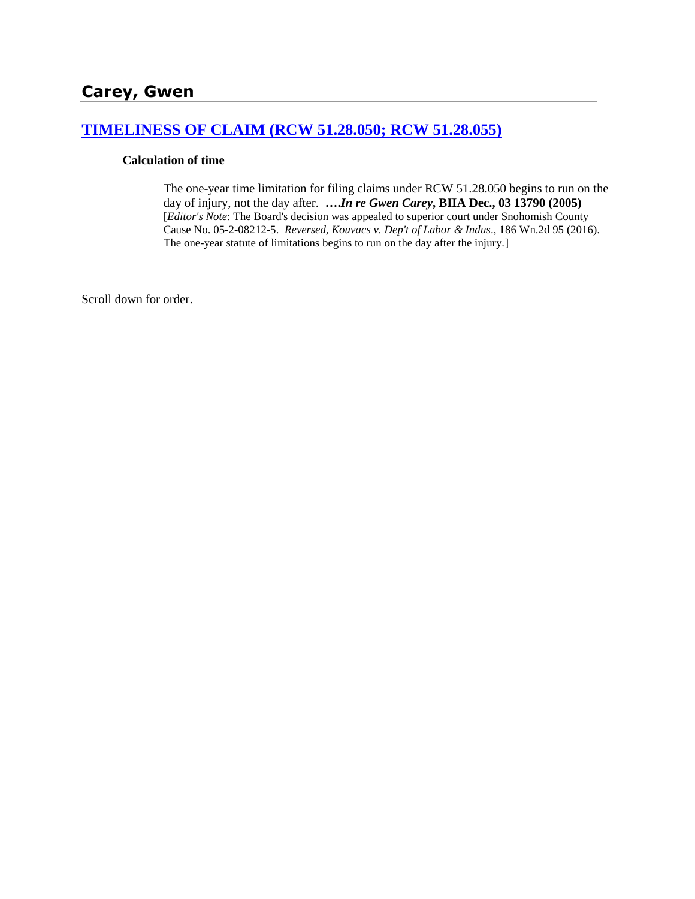# Carey, Gwen

## [TIMELINESS OF CLAIM (RCW 51.28.050; RCW 51.28.055)]()

**Calculation of time**

> The one-year time limitation for filing claims under RCW 51.28.050 begins to run on the day of injury, not the day after. **….*In re Gwen Carey*, BIIA Dec., 03 13790 (2005)** [*Editor's Note*: The Board's decision was appealed to superior court under Snohomish County Cause No. 05-2-08212-5. *Reversed, Kouvacs v. Dep't of Labor & Indus*., 186 Wn.2d 95 (2016). The one-year statute of limitations begins to run on the day after the injury.]

Scroll down for order.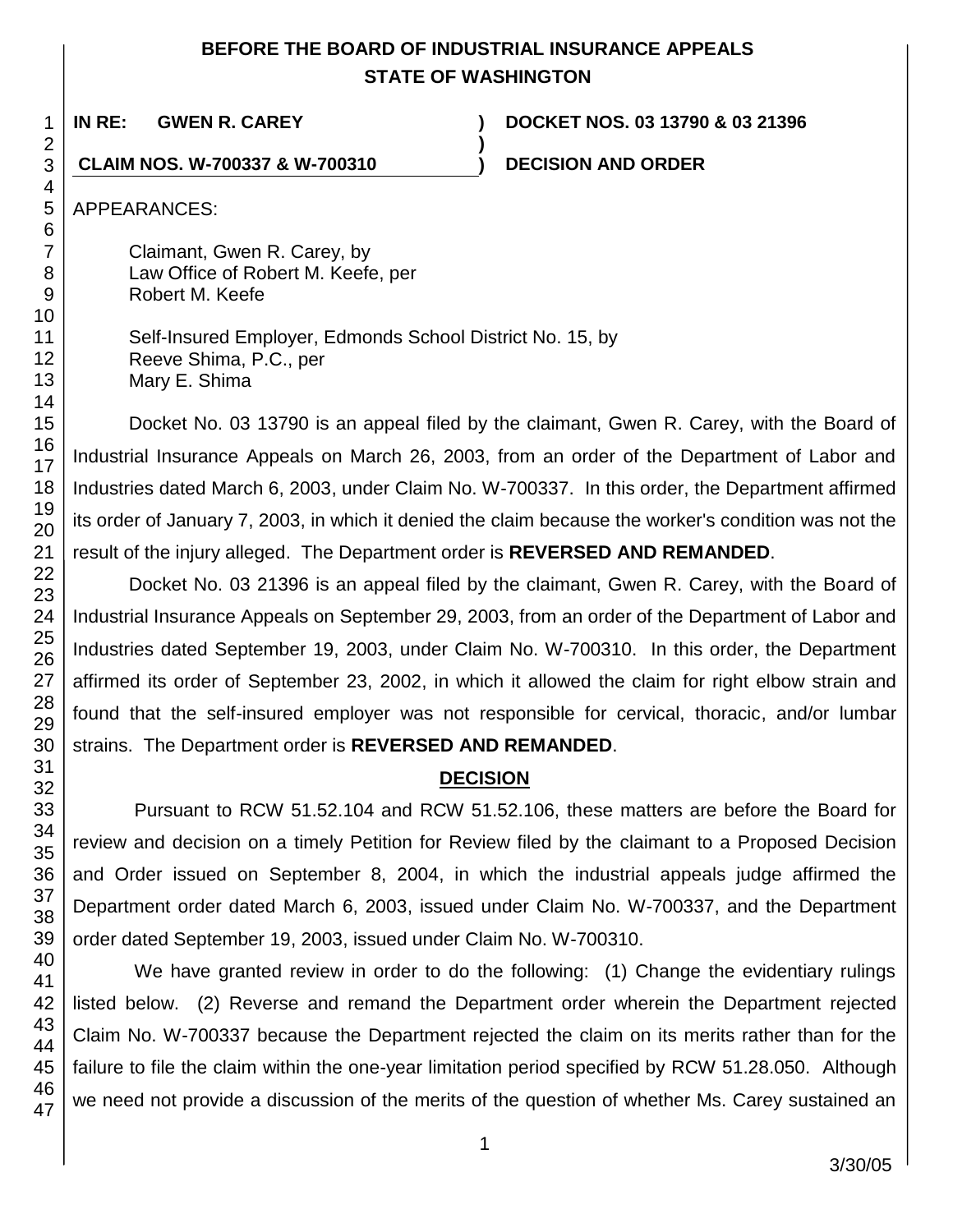BEFORE THE BOARD OF INDUSTRIAL INSURANCE APPEALS
STATE OF WASHINGTON

**IN RE: GWEN R. CAREY** ) **DOCKET NOS. 03 13790 & 03 21396**
)
**CLAIM NOS. W-700337 & W-700310** ) **DECISION AND ORDER**

APPEARANCES:

Claimant, Gwen R. Carey, by
Law Office of Robert M. Keefe, per
Robert M. Keefe

Self-Insured Employer, Edmonds School District No. 15, by
Reeve Shima, P.C., per
Mary E. Shima

Docket No. 03 13790 is an appeal filed by the claimant, Gwen R. Carey, with the Board of Industrial Insurance Appeals on March 26, 2003, from an order of the Department of Labor and Industries dated March 6, 2003, under Claim No. W-700337. In this order, the Department affirmed its order of January 7, 2003, in which it denied the claim because the worker's condition was not the result of the injury alleged. The Department order is **REVERSED AND REMANDED**.

Docket No. 03 21396 is an appeal filed by the claimant, Gwen R. Carey, with the Board of Industrial Insurance Appeals on September 29, 2003, from an order of the Department of Labor and Industries dated September 19, 2003, under Claim No. W-700310. In this order, the Department affirmed its order of September 23, 2002, in which it allowed the claim for right elbow strain and found that the self-insured employer was not responsible for cervical, thoracic, and/or lumbar strains. The Department order is **REVERSED AND REMANDED**.

## DECISION

Pursuant to RCW 51.52.104 and RCW 51.52.106, these matters are before the Board for review and decision on a timely Petition for Review filed by the claimant to a Proposed Decision and Order issued on September 8, 2004, in which the industrial appeals judge affirmed the Department order dated March 6, 2003, issued under Claim No. W-700337, and the Department order dated September 19, 2003, issued under Claim No. W-700310.

We have granted review in order to do the following: (1) Change the evidentiary rulings listed below. (2) Reverse and remand the Department order wherein the Department rejected Claim No. W-700337 because the Department rejected the claim on its merits rather than for the failure to file the claim within the one-year limitation period specified by RCW 51.28.050. Although we need not provide a discussion of the merits of the question of whether Ms. Carey sustained an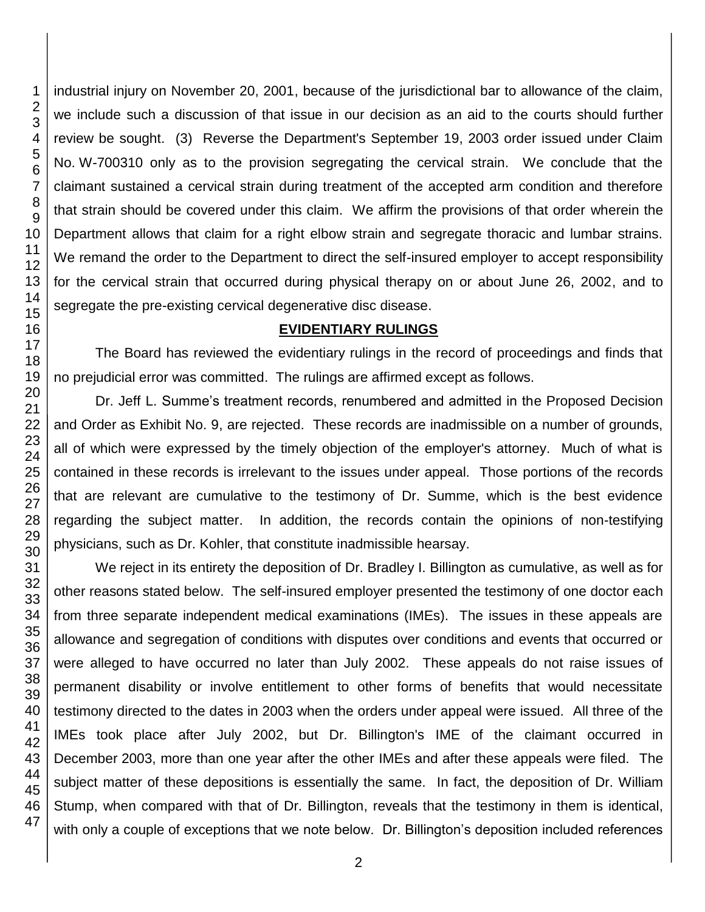industrial injury on November 20, 2001, because of the jurisdictional bar to allowance of the claim, we include such a discussion of that issue in our decision as an aid to the courts should further review be sought. (3) Reverse the Department's September 19, 2003 order issued under Claim No. W-700310 only as to the provision segregating the cervical strain. We conclude that the claimant sustained a cervical strain during treatment of the accepted arm condition and therefore that strain should be covered under this claim. We affirm the provisions of that order wherein the Department allows that claim for a right elbow strain and segregate thoracic and lumbar strains. We remand the order to the Department to direct the self-insured employer to accept responsibility for the cervical strain that occurred during physical therapy on or about June 26, 2002, and to segregate the pre-existing cervical degenerative disc disease.

## EVIDENTIARY RULINGS

The Board has reviewed the evidentiary rulings in the record of proceedings and finds that no prejudicial error was committed. The rulings are affirmed except as follows.

Dr. Jeff L. Summe's treatment records, renumbered and admitted in the Proposed Decision and Order as Exhibit No. 9, are rejected. These records are inadmissible on a number of grounds, all of which were expressed by the timely objection of the employer's attorney. Much of what is contained in these records is irrelevant to the issues under appeal. Those portions of the records that are relevant are cumulative to the testimony of Dr. Summe, which is the best evidence regarding the subject matter. In addition, the records contain the opinions of non-testifying physicians, such as Dr. Kohler, that constitute inadmissible hearsay.

We reject in its entirety the deposition of Dr. Bradley I. Billington as cumulative, as well as for other reasons stated below. The self-insured employer presented the testimony of one doctor each from three separate independent medical examinations (IMEs). The issues in these appeals are allowance and segregation of conditions with disputes over conditions and events that occurred or were alleged to have occurred no later than July 2002. These appeals do not raise issues of permanent disability or involve entitlement to other forms of benefits that would necessitate testimony directed to the dates in 2003 when the orders under appeal were issued. All three of the IMEs took place after July 2002, but Dr. Billington's IME of the claimant occurred in December 2003, more than one year after the other IMEs and after these appeals were filed. The subject matter of these depositions is essentially the same. In fact, the deposition of Dr. William Stump, when compared with that of Dr. Billington, reveals that the testimony in them is identical, with only a couple of exceptions that we note below. Dr. Billington's deposition included references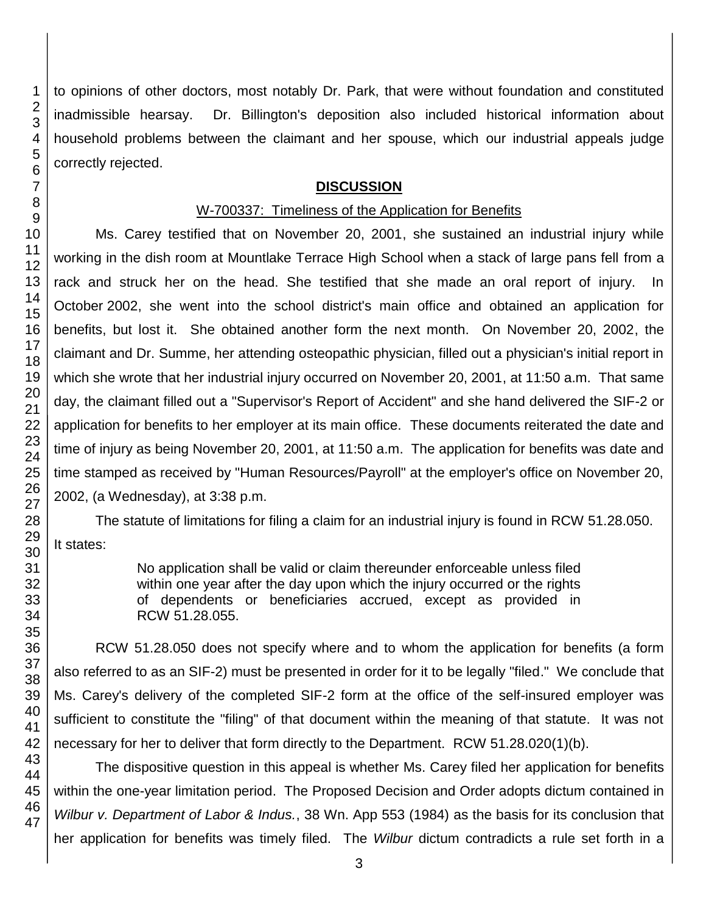to opinions of other doctors, most notably Dr. Park, that were without foundation and constituted inadmissible hearsay. Dr. Billington's deposition also included historical information about household problems between the claimant and her spouse, which our industrial appeals judge correctly rejected.

## DISCUSSION

### W-700337: Timeliness of the Application for Benefits

Ms. Carey testified that on November 20, 2001, she sustained an industrial injury while working in the dish room at Mountlake Terrace High School when a stack of large pans fell from a rack and struck her on the head. She testified that she made an oral report of injury. In October 2002, she went into the school district's main office and obtained an application for benefits, but lost it. She obtained another form the next month. On November 20, 2002, the claimant and Dr. Summe, her attending osteopathic physician, filled out a physician's initial report in which she wrote that her industrial injury occurred on November 20, 2001, at 11:50 a.m. That same day, the claimant filled out a "Supervisor's Report of Accident" and she hand delivered the SIF-2 or application for benefits to her employer at its main office. These documents reiterated the date and time of injury as being November 20, 2001, at 11:50 a.m. The application for benefits was date and time stamped as received by "Human Resources/Payroll" at the employer's office on November 20, 2002, (a Wednesday), at 3:38 p.m.

The statute of limitations for filing a claim for an industrial injury is found in RCW 51.28.050. It states:

> No application shall be valid or claim thereunder enforceable unless filed within one year after the day upon which the injury occurred or the rights of dependents or beneficiaries accrued, except as provided in RCW 51.28.055.

RCW 51.28.050 does not specify where and to whom the application for benefits (a form also referred to as an SIF-2) must be presented in order for it to be legally "filed." We conclude that Ms. Carey's delivery of the completed SIF-2 form at the office of the self-insured employer was sufficient to constitute the "filing" of that document within the meaning of that statute. It was not necessary for her to deliver that form directly to the Department. RCW 51.28.020(1)(b).

The dispositive question in this appeal is whether Ms. Carey filed her application for benefits within the one-year limitation period. The Proposed Decision and Order adopts dictum contained in *Wilbur v. Department of Labor & Indus.*, 38 Wn. App 553 (1984) as the basis for its conclusion that her application for benefits was timely filed. The *Wilbur* dictum contradicts a rule set forth in a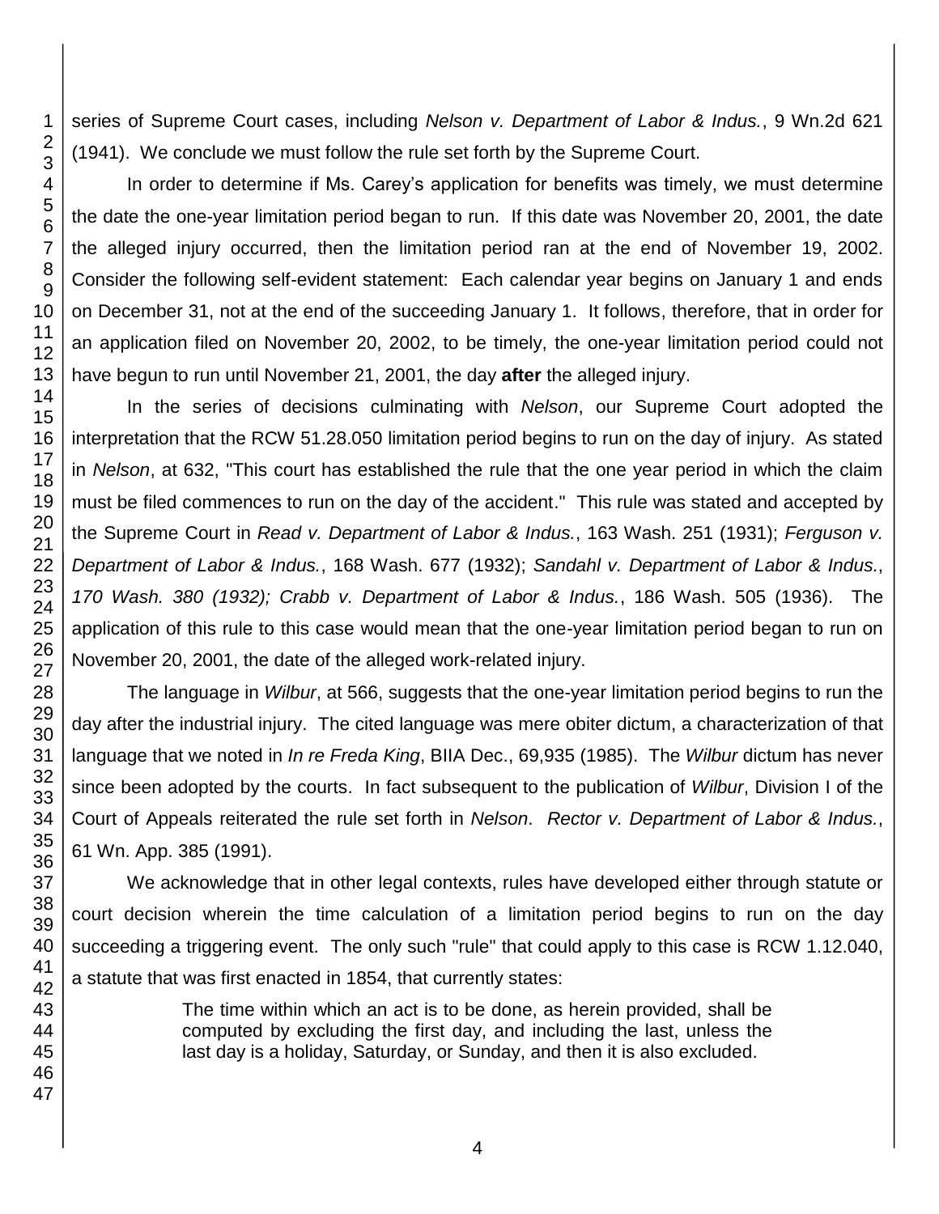series of Supreme Court cases, including *Nelson v. Department of Labor & Indus.*, 9 Wn.2d 621 (1941). We conclude we must follow the rule set forth by the Supreme Court.

In order to determine if Ms. Carey's application for benefits was timely, we must determine the date the one-year limitation period began to run. If this date was November 20, 2001, the date the alleged injury occurred, then the limitation period ran at the end of November 19, 2002. Consider the following self-evident statement: Each calendar year begins on January 1 and ends on December 31, not at the end of the succeeding January 1. It follows, therefore, that in order for an application filed on November 20, 2002, to be timely, the one-year limitation period could not have begun to run until November 21, 2001, the day **after** the alleged injury.

In the series of decisions culminating with *Nelson*, our Supreme Court adopted the interpretation that the RCW 51.28.050 limitation period begins to run on the day of injury. As stated in *Nelson*, at 632, "This court has established the rule that the one year period in which the claim must be filed commences to run on the day of the accident." This rule was stated and accepted by the Supreme Court in *Read v. Department of Labor & Indus.*, 163 Wash. 251 (1931); *Ferguson v. Department of Labor & Indus.*, 168 Wash. 677 (1932); *Sandahl v. Department of Labor & Indus.*, *170 Wash. 380 (1932); Crabb v. Department of Labor & Indus.*, 186 Wash. 505 (1936). The application of this rule to this case would mean that the one-year limitation period began to run on November 20, 2001, the date of the alleged work-related injury.

The language in *Wilbur*, at 566, suggests that the one-year limitation period begins to run the day after the industrial injury. The cited language was mere obiter dictum, a characterization of that language that we noted in *In re Freda King*, BIIA Dec., 69,935 (1985). The *Wilbur* dictum has never since been adopted by the courts. In fact subsequent to the publication of *Wilbur*, Division I of the Court of Appeals reiterated the rule set forth in *Nelson*. *Rector v. Department of Labor & Indus.*, 61 Wn. App. 385 (1991).

We acknowledge that in other legal contexts, rules have developed either through statute or court decision wherein the time calculation of a limitation period begins to run on the day succeeding a triggering event. The only such "rule" that could apply to this case is RCW 1.12.040, a statute that was first enacted in 1854, that currently states:

> The time within which an act is to be done, as herein provided, shall be computed by excluding the first day, and including the last, unless the last day is a holiday, Saturday, or Sunday, and then it is also excluded.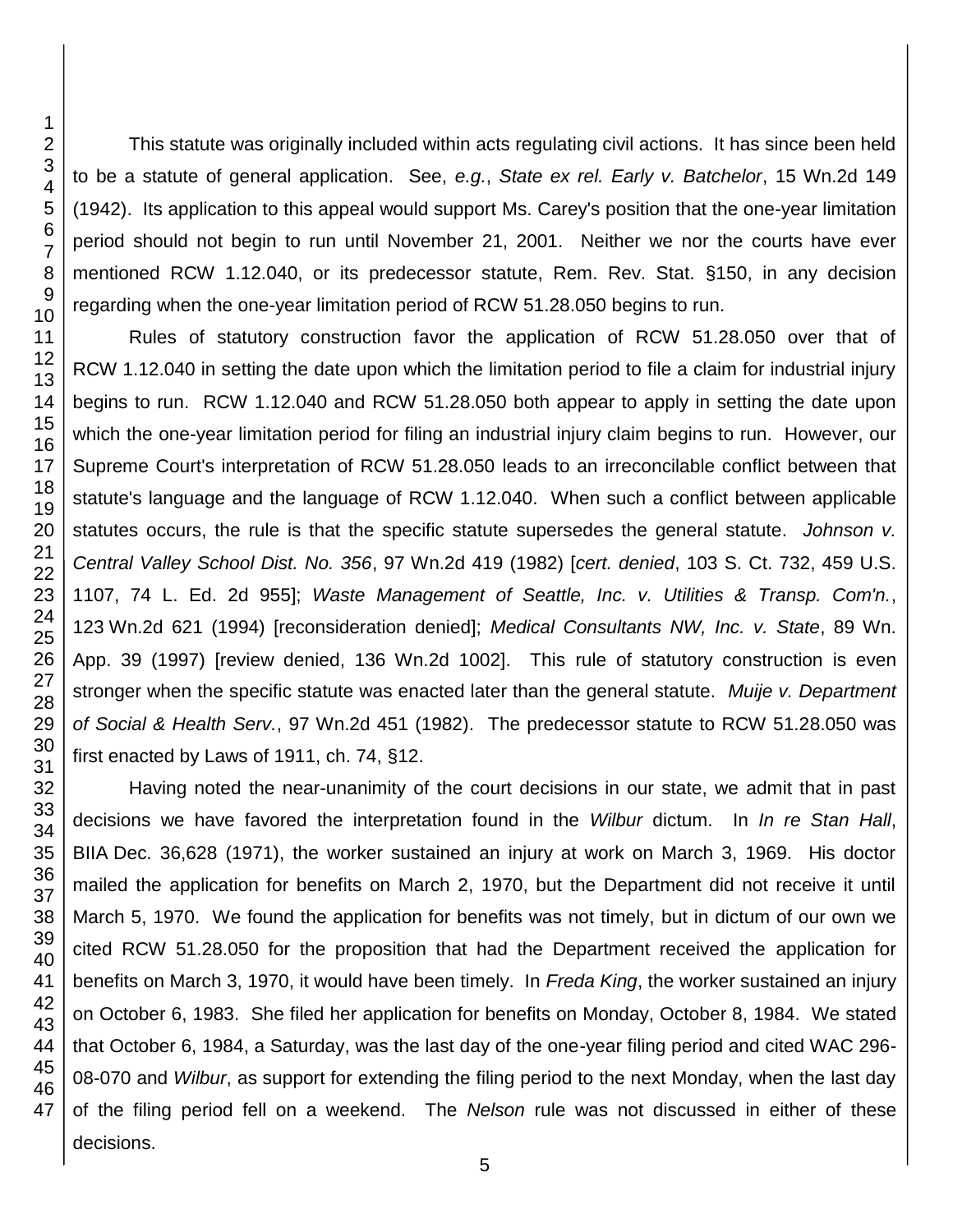This statute was originally included within acts regulating civil actions. It has since been held to be a statute of general application. See, *e.g.*, *State ex rel. Early v. Batchelor*, 15 Wn.2d 149 (1942). Its application to this appeal would support Ms. Carey's position that the one-year limitation period should not begin to run until November 21, 2001. Neither we nor the courts have ever mentioned RCW 1.12.040, or its predecessor statute, Rem. Rev. Stat. §150, in any decision regarding when the one-year limitation period of RCW 51.28.050 begins to run.

Rules of statutory construction favor the application of RCW 51.28.050 over that of RCW 1.12.040 in setting the date upon which the limitation period to file a claim for industrial injury begins to run. RCW 1.12.040 and RCW 51.28.050 both appear to apply in setting the date upon which the one-year limitation period for filing an industrial injury claim begins to run. However, our Supreme Court's interpretation of RCW 51.28.050 leads to an irreconcilable conflict between that statute's language and the language of RCW 1.12.040. When such a conflict between applicable statutes occurs, the rule is that the specific statute supersedes the general statute. *Johnson v. Central Valley School Dist. No. 356*, 97 Wn.2d 419 (1982) [*cert. denied*, 103 S. Ct. 732, 459 U.S. 1107, 74 L. Ed. 2d 955]; *Waste Management of Seattle, Inc. v. Utilities & Transp. Com'n.*, 123 Wn.2d 621 (1994) [reconsideration denied]; *Medical Consultants NW, Inc. v. State*, 89 Wn. App. 39 (1997) [review denied, 136 Wn.2d 1002]. This rule of statutory construction is even stronger when the specific statute was enacted later than the general statute. *Muije v. Department of Social & Health Serv.*, 97 Wn.2d 451 (1982). The predecessor statute to RCW 51.28.050 was first enacted by Laws of 1911, ch. 74, §12.

Having noted the near-unanimity of the court decisions in our state, we admit that in past decisions we have favored the interpretation found in the *Wilbur* dictum. In *In re Stan Hall*, BIIA Dec. 36,628 (1971), the worker sustained an injury at work on March 3, 1969. His doctor mailed the application for benefits on March 2, 1970, but the Department did not receive it until March 5, 1970. We found the application for benefits was not timely, but in dictum of our own we cited RCW 51.28.050 for the proposition that had the Department received the application for benefits on March 3, 1970, it would have been timely. In *Freda King*, the worker sustained an injury on October 6, 1983. She filed her application for benefits on Monday, October 8, 1984. We stated that October 6, 1984, a Saturday, was the last day of the one-year filing period and cited WAC 296-08-070 and *Wilbur*, as support for extending the filing period to the next Monday, when the last day of the filing period fell on a weekend. The *Nelson* rule was not discussed in either of these decisions.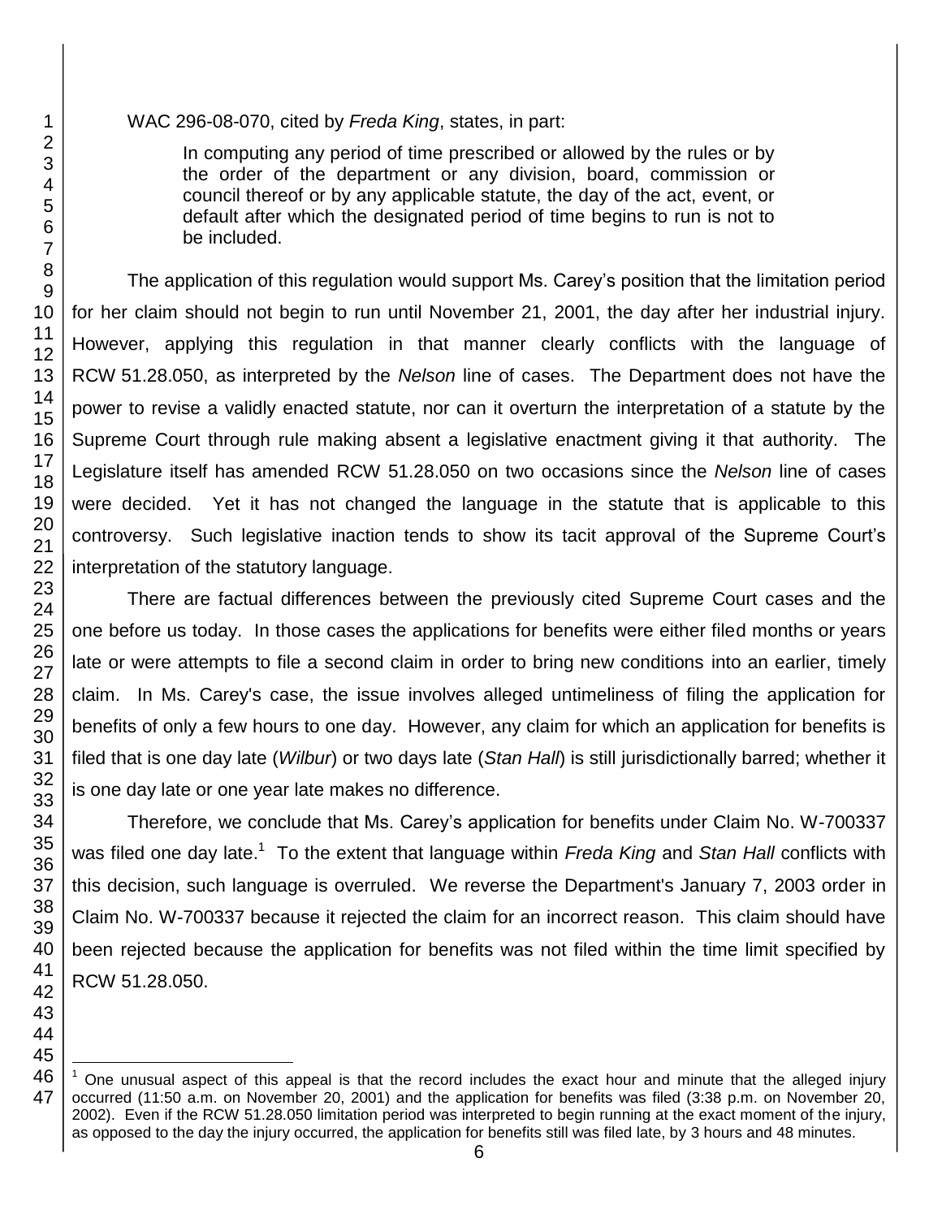WAC 296-08-070, cited by *Freda King*, states, in part:

> In computing any period of time prescribed or allowed by the rules or by the order of the department or any division, board, commission or council thereof or by any applicable statute, the day of the act, event, or default after which the designated period of time begins to run is not to be included.

The application of this regulation would support Ms. Carey's position that the limitation period for her claim should not begin to run until November 21, 2001, the day after her industrial injury. However, applying this regulation in that manner clearly conflicts with the language of RCW 51.28.050, as interpreted by the *Nelson* line of cases. The Department does not have the power to revise a validly enacted statute, nor can it overturn the interpretation of a statute by the Supreme Court through rule making absent a legislative enactment giving it that authority. The Legislature itself has amended RCW 51.28.050 on two occasions since the *Nelson* line of cases were decided. Yet it has not changed the language in the statute that is applicable to this controversy. Such legislative inaction tends to show its tacit approval of the Supreme Court's interpretation of the statutory language.

There are factual differences between the previously cited Supreme Court cases and the one before us today. In those cases the applications for benefits were either filed months or years late or were attempts to file a second claim in order to bring new conditions into an earlier, timely claim. In Ms. Carey's case, the issue involves alleged untimeliness of filing the application for benefits of only a few hours to one day. However, any claim for which an application for benefits is filed that is one day late (*Wilbur*) or two days late (*Stan Hall*) is still jurisdictionally barred; whether it is one day late or one year late makes no difference.

Therefore, we conclude that Ms. Carey's application for benefits under Claim No. W-700337 was filed one day late.[1] To the extent that language within *Freda King* and *Stan Hall* conflicts with this decision, such language is overruled. We reverse the Department's January 7, 2003 order in Claim No. W-700337 because it rejected the claim for an incorrect reason. This claim should have been rejected because the application for benefits was not filed within the time limit specified by RCW 51.28.050.

---

[1] One unusual aspect of this appeal is that the record includes the exact hour and minute that the alleged injury occurred (11:50 a.m. on November 20, 2001) and the application for benefits was filed (3:38 p.m. on November 20, 2002). Even if the RCW 51.28.050 limitation period was interpreted to begin running at the exact moment of the injury, as opposed to the day the injury occurred, the application for benefits still was filed late, by 3 hours and 48 minutes.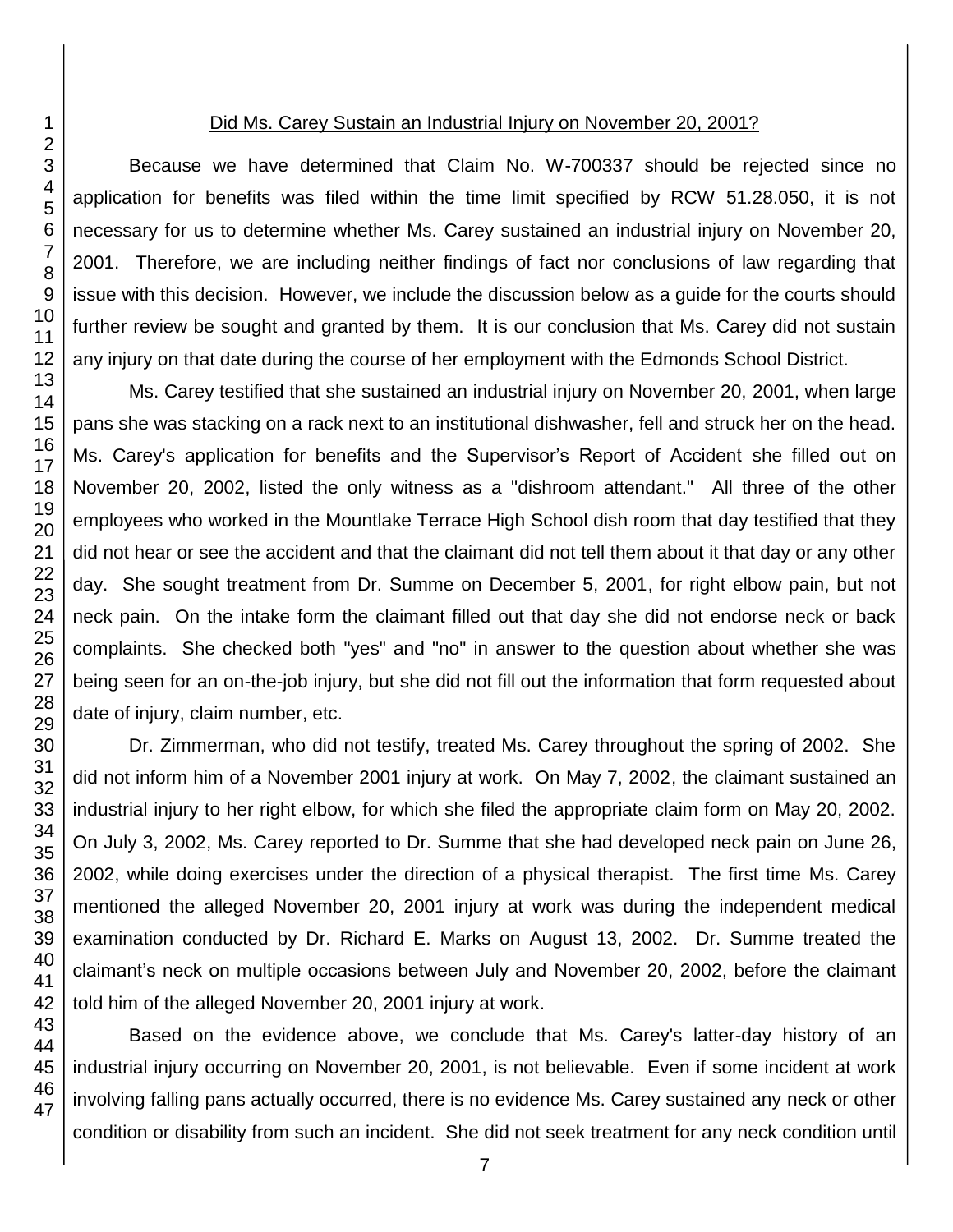Did Ms. Carey Sustain an Industrial Injury on November 20, 2001?

Because we have determined that Claim No. W-700337 should be rejected since no application for benefits was filed within the time limit specified by RCW 51.28.050, it is not necessary for us to determine whether Ms. Carey sustained an industrial injury on November 20, 2001. Therefore, we are including neither findings of fact nor conclusions of law regarding that issue with this decision. However, we include the discussion below as a guide for the courts should further review be sought and granted by them. It is our conclusion that Ms. Carey did not sustain any injury on that date during the course of her employment with the Edmonds School District.

Ms. Carey testified that she sustained an industrial injury on November 20, 2001, when large pans she was stacking on a rack next to an institutional dishwasher, fell and struck her on the head. Ms. Carey's application for benefits and the Supervisor's Report of Accident she filled out on November 20, 2002, listed the only witness as a "dishroom attendant." All three of the other employees who worked in the Mountlake Terrace High School dish room that day testified that they did not hear or see the accident and that the claimant did not tell them about it that day or any other day. She sought treatment from Dr. Summe on December 5, 2001, for right elbow pain, but not neck pain. On the intake form the claimant filled out that day she did not endorse neck or back complaints. She checked both "yes" and "no" in answer to the question about whether she was being seen for an on-the-job injury, but she did not fill out the information that form requested about date of injury, claim number, etc.

Dr. Zimmerman, who did not testify, treated Ms. Carey throughout the spring of 2002. She did not inform him of a November 2001 injury at work. On May 7, 2002, the claimant sustained an industrial injury to her right elbow, for which she filed the appropriate claim form on May 20, 2002. On July 3, 2002, Ms. Carey reported to Dr. Summe that she had developed neck pain on June 26, 2002, while doing exercises under the direction of a physical therapist. The first time Ms. Carey mentioned the alleged November 20, 2001 injury at work was during the independent medical examination conducted by Dr. Richard E. Marks on August 13, 2002. Dr. Summe treated the claimant's neck on multiple occasions between July and November 20, 2002, before the claimant told him of the alleged November 20, 2001 injury at work.

Based on the evidence above, we conclude that Ms. Carey's latter-day history of an industrial injury occurring on November 20, 2001, is not believable. Even if some incident at work involving falling pans actually occurred, there is no evidence Ms. Carey sustained any neck or other condition or disability from such an incident. She did not seek treatment for any neck condition until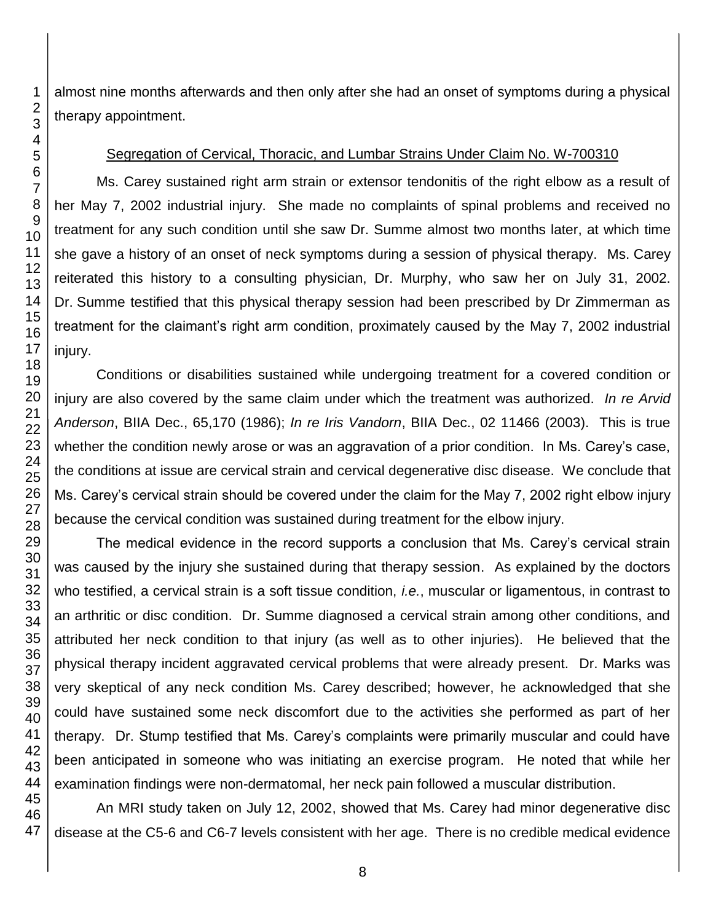almost nine months afterwards and then only after she had an onset of symptoms during a physical therapy appointment.

<u>Segregation of Cervical, Thoracic, and Lumbar Strains Under Claim No. W-700310</u>

Ms. Carey sustained right arm strain or extensor tendonitis of the right elbow as a result of her May 7, 2002 industrial injury. She made no complaints of spinal problems and received no treatment for any such condition until she saw Dr. Summe almost two months later, at which time she gave a history of an onset of neck symptoms during a session of physical therapy. Ms. Carey reiterated this history to a consulting physician, Dr. Murphy, who saw her on July 31, 2002. Dr. Summe testified that this physical therapy session had been prescribed by Dr Zimmerman as treatment for the claimant's right arm condition, proximately caused by the May 7, 2002 industrial injury.

Conditions or disabilities sustained while undergoing treatment for a covered condition or injury are also covered by the same claim under which the treatment was authorized. *In re Arvid Anderson*, BIIA Dec., 65,170 (1986); *In re Iris Vandorn*, BIIA Dec., 02 11466 (2003). This is true whether the condition newly arose or was an aggravation of a prior condition. In Ms. Carey's case, the conditions at issue are cervical strain and cervical degenerative disc disease. We conclude that Ms. Carey's cervical strain should be covered under the claim for the May 7, 2002 right elbow injury because the cervical condition was sustained during treatment for the elbow injury.

The medical evidence in the record supports a conclusion that Ms. Carey's cervical strain was caused by the injury she sustained during that therapy session. As explained by the doctors who testified, a cervical strain is a soft tissue condition, *i.e.*, muscular or ligamentous, in contrast to an arthritic or disc condition. Dr. Summe diagnosed a cervical strain among other conditions, and attributed her neck condition to that injury (as well as to other injuries). He believed that the physical therapy incident aggravated cervical problems that were already present. Dr. Marks was very skeptical of any neck condition Ms. Carey described; however, he acknowledged that she could have sustained some neck discomfort due to the activities she performed as part of her therapy. Dr. Stump testified that Ms. Carey's complaints were primarily muscular and could have been anticipated in someone who was initiating an exercise program. He noted that while her examination findings were non-dermatomal, her neck pain followed a muscular distribution.

An MRI study taken on July 12, 2002, showed that Ms. Carey had minor degenerative disc disease at the C5-6 and C6-7 levels consistent with her age. There is no credible medical evidence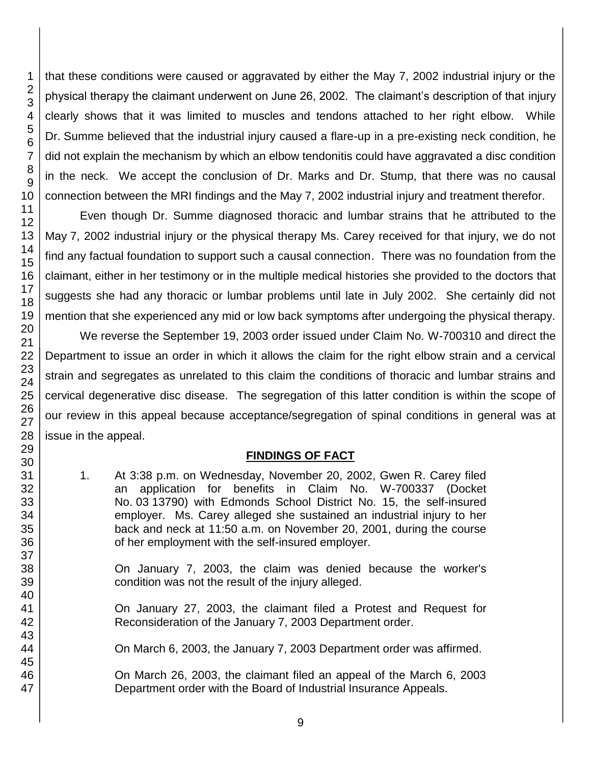that these conditions were caused or aggravated by either the May 7, 2002 industrial injury or the physical therapy the claimant underwent on June 26, 2002. The claimant's description of that injury clearly shows that it was limited to muscles and tendons attached to her right elbow. While Dr. Summe believed that the industrial injury caused a flare-up in a pre-existing neck condition, he did not explain the mechanism by which an elbow tendonitis could have aggravated a disc condition in the neck. We accept the conclusion of Dr. Marks and Dr. Stump, that there was no causal connection between the MRI findings and the May 7, 2002 industrial injury and treatment therefor.

Even though Dr. Summe diagnosed thoracic and lumbar strains that he attributed to the May 7, 2002 industrial injury or the physical therapy Ms. Carey received for that injury, we do not find any factual foundation to support such a causal connection. There was no foundation from the claimant, either in her testimony or in the multiple medical histories she provided to the doctors that suggests she had any thoracic or lumbar problems until late in July 2002. She certainly did not mention that she experienced any mid or low back symptoms after undergoing the physical therapy.

We reverse the September 19, 2003 order issued under Claim No. W-700310 and direct the Department to issue an order in which it allows the claim for the right elbow strain and a cervical strain and segregates as unrelated to this claim the conditions of thoracic and lumbar strains and cervical degenerative disc disease. The segregation of this latter condition is within the scope of our review in this appeal because acceptance/segregation of spinal conditions in general was at issue in the appeal.

## FINDINGS OF FACT

1. At 3:38 p.m. on Wednesday, November 20, 2002, Gwen R. Carey filed an application for benefits in Claim No. W-700337 (Docket No. 03 13790) with Edmonds School District No. 15, the self-insured employer. Ms. Carey alleged she sustained an industrial injury to her back and neck at 11:50 a.m. on November 20, 2001, during the course of her employment with the self-insured employer.

   On January 7, 2003, the claim was denied because the worker's condition was not the result of the injury alleged.

   On January 27, 2003, the claimant filed a Protest and Request for Reconsideration of the January 7, 2003 Department order.

   On March 6, 2003, the January 7, 2003 Department order was affirmed.

   On March 26, 2003, the claimant filed an appeal of the March 6, 2003 Department order with the Board of Industrial Insurance Appeals.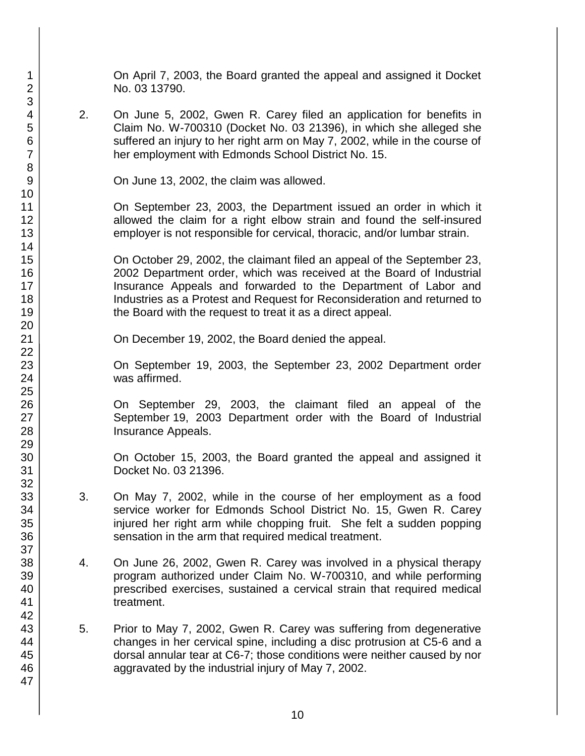On April 7, 2003, the Board granted the appeal and assigned it Docket No. 03 13790.

2. On June 5, 2002, Gwen R. Carey filed an application for benefits in Claim No. W-700310 (Docket No. 03 21396), in which she alleged she suffered an injury to her right arm on May 7, 2002, while in the course of her employment with Edmonds School District No. 15.

   On June 13, 2002, the claim was allowed.

   On September 23, 2003, the Department issued an order in which it allowed the claim for a right elbow strain and found the self-insured employer is not responsible for cervical, thoracic, and/or lumbar strain.

   On October 29, 2002, the claimant filed an appeal of the September 23, 2002 Department order, which was received at the Board of Industrial Insurance Appeals and forwarded to the Department of Labor and Industries as a Protest and Request for Reconsideration and returned to the Board with the request to treat it as a direct appeal.

   On December 19, 2002, the Board denied the appeal.

   On September 19, 2003, the September 23, 2002 Department order was affirmed.

   On September 29, 2003, the claimant filed an appeal of the September 19, 2003 Department order with the Board of Industrial Insurance Appeals.

   On October 15, 2003, the Board granted the appeal and assigned it Docket No. 03 21396.

3. On May 7, 2002, while in the course of her employment as a food service worker for Edmonds School District No. 15, Gwen R. Carey injured her right arm while chopping fruit. She felt a sudden popping sensation in the arm that required medical treatment.

4. On June 26, 2002, Gwen R. Carey was involved in a physical therapy program authorized under Claim No. W-700310, and while performing prescribed exercises, sustained a cervical strain that required medical treatment.

5. Prior to May 7, 2002, Gwen R. Carey was suffering from degenerative changes in her cervical spine, including a disc protrusion at C5-6 and a dorsal annular tear at C6-7; those conditions were neither caused by nor aggravated by the industrial injury of May 7, 2002.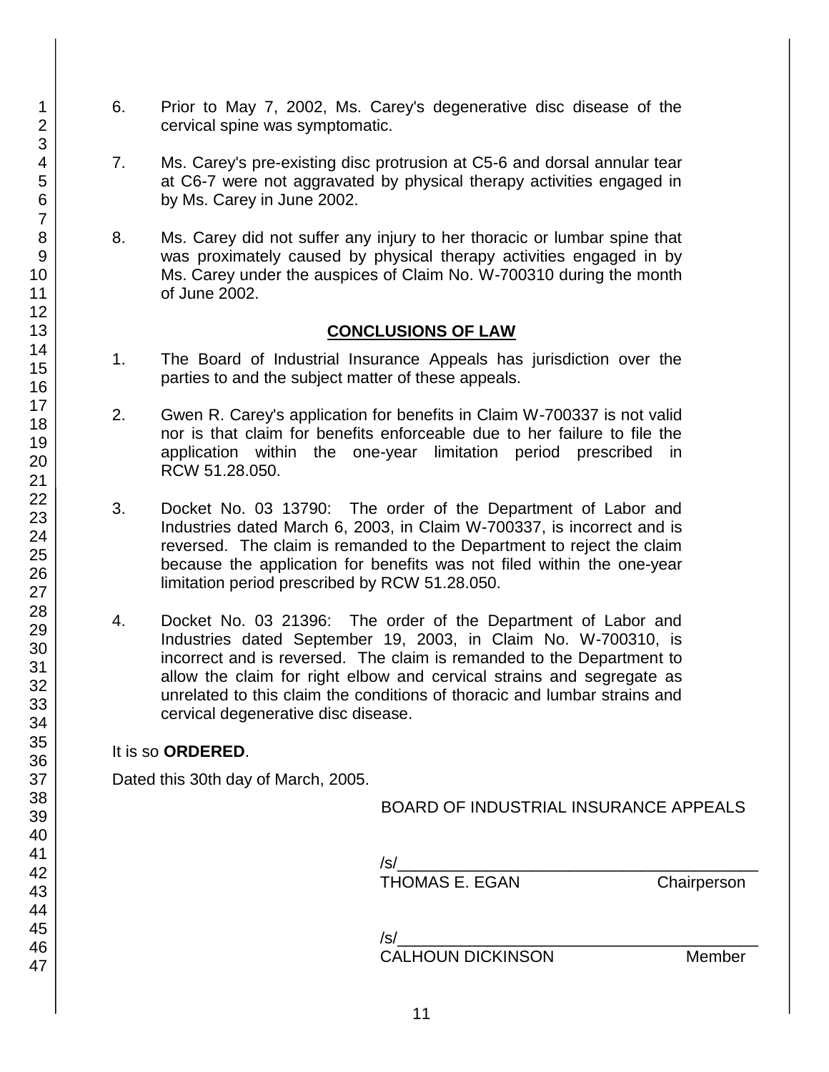6. Prior to May 7, 2002, Ms. Carey's degenerative disc disease of the cervical spine was symptomatic.

7. Ms. Carey's pre-existing disc protrusion at C5-6 and dorsal annular tear at C6-7 were not aggravated by physical therapy activities engaged in by Ms. Carey in June 2002.

8. Ms. Carey did not suffer any injury to her thoracic or lumbar spine that was proximately caused by physical therapy activities engaged in by Ms. Carey under the auspices of Claim No. W-700310 during the month of June 2002.

## CONCLUSIONS OF LAW

1. The Board of Industrial Insurance Appeals has jurisdiction over the parties to and the subject matter of these appeals.

2. Gwen R. Carey's application for benefits in Claim W-700337 is not valid nor is that claim for benefits enforceable due to her failure to file the application within the one-year limitation period prescribed in RCW 51.28.050.

3. Docket No. 03 13790: The order of the Department of Labor and Industries dated March 6, 2003, in Claim W-700337, is incorrect and is reversed. The claim is remanded to the Department to reject the claim because the application for benefits was not filed within the one-year limitation period prescribed by RCW 51.28.050.

4. Docket No. 03 21396: The order of the Department of Labor and Industries dated September 19, 2003, in Claim No. W-700310, is incorrect and is reversed. The claim is remanded to the Department to allow the claim for right elbow and cervical strains and segregate as unrelated to this claim the conditions of thoracic and lumbar strains and cervical degenerative disc disease.

It is so **ORDERED**.

Dated this 30th day of March, 2005.

BOARD OF INDUSTRIAL INSURANCE APPEALS

/s/\_\_\_\_\_\_\_\_\_\_\_\_\_\_\_\_\_\_\_\_\_\_\_\_\_\_\_\_\_\_\_\_\_\_\_\_\_\_\_\_
THOMAS E. EGAN Chairperson

/s/\_\_\_\_\_\_\_\_\_\_\_\_\_\_\_\_\_\_\_\_\_\_\_\_\_\_\_\_\_\_\_\_\_\_\_\_\_\_\_\_
CALHOUN DICKINSON Member